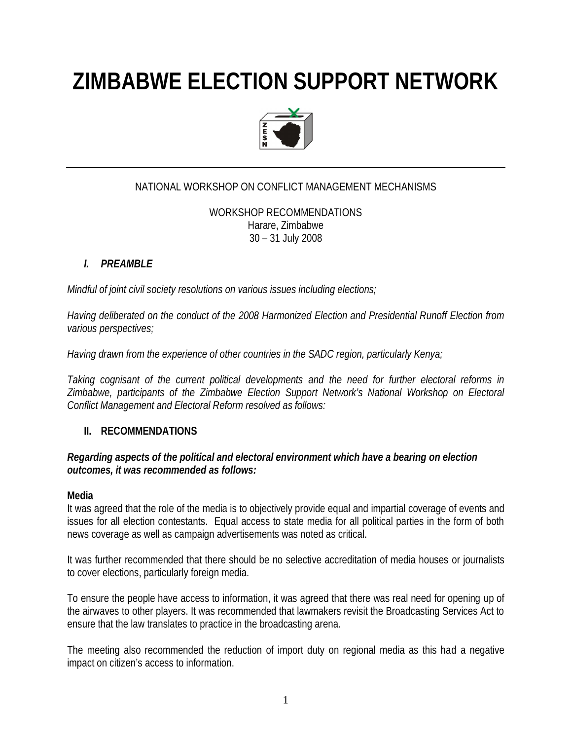# ZIMBABWE ELECTION SUPPORT NETWORK

NATIONAL WORKSHOP ON CONFLICT MANAGEMENT MECHANISMS

WORKSHOP RECOMMENDATIONS
Harare, Zimbabwe
30 – 31 July 2008

## *I. PREAMBLE*

*Mindful of joint civil society resolutions on various issues including elections;*

*Having deliberated on the conduct of the 2008 Harmonized Election and Presidential Runoff Election from various perspectives;*

*Having drawn from the experience of other countries in the SADC region, particularly Kenya;*

*Taking cognisant of the current political developments and the need for further electoral reforms in Zimbabwe, participants of the Zimbabwe Election Support Network's National Workshop on Electoral Conflict Management and Electoral Reform resolved as follows:*

## II. RECOMMENDATIONS

***Regarding aspects of the political and electoral environment which have a bearing on election outcomes, it was recommended as follows:***

**Media**

It was agreed that the role of the media is to objectively provide equal and impartial coverage of events and issues for all election contestants. Equal access to state media for all political parties in the form of both news coverage as well as campaign advertisements was noted as critical.

It was further recommended that there should be no selective accreditation of media houses or journalists to cover elections, particularly foreign media.

To ensure the people have access to information, it was agreed that there was real need for opening up of the airwaves to other players. It was recommended that lawmakers revisit the Broadcasting Services Act to ensure that the law translates to practice in the broadcasting arena.

The meeting also recommended the reduction of import duty on regional media as this had a negative impact on citizen's access to information.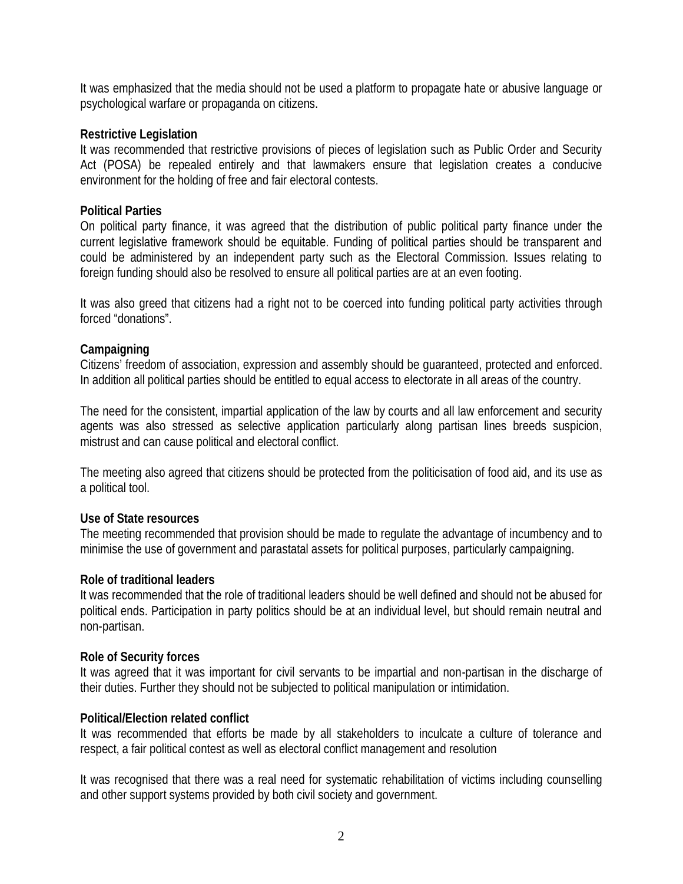It was emphasized that the media should not be used a platform to propagate hate or abusive language or psychological warfare or propaganda on citizens.

**Restrictive Legislation**

It was recommended that restrictive provisions of pieces of legislation such as Public Order and Security Act (POSA) be repealed entirely and that lawmakers ensure that legislation creates a conducive environment for the holding of free and fair electoral contests.

**Political Parties**

On political party finance, it was agreed that the distribution of public political party finance under the current legislative framework should be equitable. Funding of political parties should be transparent and could be administered by an independent party such as the Electoral Commission. Issues relating to foreign funding should also be resolved to ensure all political parties are at an even footing.

It was also greed that citizens had a right not to be coerced into funding political party activities through forced “donations”.

**Campaigning**

Citizens’ freedom of association, expression and assembly should be guaranteed, protected and enforced. In addition all political parties should be entitled to equal access to electorate in all areas of the country.

The need for the consistent, impartial application of the law by courts and all law enforcement and security agents was also stressed as selective application particularly along partisan lines breeds suspicion, mistrust and can cause political and electoral conflict.

The meeting also agreed that citizens should be protected from the politicisation of food aid, and its use as a political tool.

**Use of State resources**

The meeting recommended that provision should be made to regulate the advantage of incumbency and to minimise the use of government and parastatal assets for political purposes, particularly campaigning.

**Role of traditional leaders**

It was recommended that the role of traditional leaders should be well defined and should not be abused for political ends. Participation in party politics should be at an individual level, but should remain neutral and non-partisan.

**Role of Security forces**

It was agreed that it was important for civil servants to be impartial and non-partisan in the discharge of their duties. Further they should not be subjected to political manipulation or intimidation.

**Political/Election related conflict**

It was recommended that efforts be made by all stakeholders to inculcate a culture of tolerance and respect, a fair political contest as well as electoral conflict management and resolution

It was recognised that there was a real need for systematic rehabilitation of victims including counselling and other support systems provided by both civil society and government.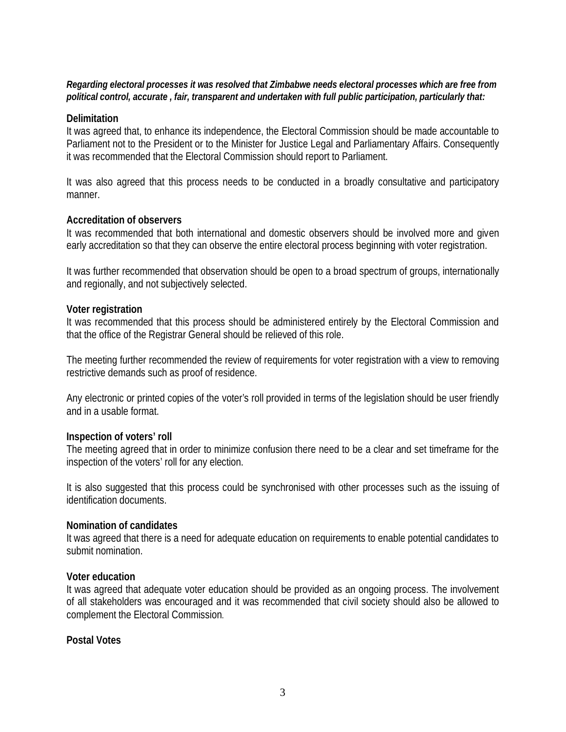***Regarding electoral processes it was resolved that Zimbabwe needs electoral processes which are free from political control, accurate , fair, transparent and undertaken with full public participation, particularly that:***

**Delimitation**

It was agreed that, to enhance its independence, the Electoral Commission should be made accountable to Parliament not to the President or to the Minister for Justice Legal and Parliamentary Affairs. Consequently it was recommended that the Electoral Commission should report to Parliament.

It was also agreed that this process needs to be conducted in a broadly consultative and participatory manner.

**Accreditation of observers**

It was recommended that both international and domestic observers should be involved more and given early accreditation so that they can observe the entire electoral process beginning with voter registration.

It was further recommended that observation should be open to a broad spectrum of groups, internationally and regionally, and not subjectively selected.

**Voter registration**

It was recommended that this process should be administered entirely by the Electoral Commission and that the office of the Registrar General should be relieved of this role.

The meeting further recommended the review of requirements for voter registration with a view to removing restrictive demands such as proof of residence.

Any electronic or printed copies of the voter's roll provided in terms of the legislation should be user friendly and in a usable format.

**Inspection of voters' roll**

The meeting agreed that in order to minimize confusion there need to be a clear and set timeframe for the inspection of the voters' roll for any election.

It is also suggested that this process could be synchronised with other processes such as the issuing of identification documents.

**Nomination of candidates**

It was agreed that there is a need for adequate education on requirements to enable potential candidates to submit nomination.

**Voter education**

It was agreed that adequate voter education should be provided as an ongoing process. The involvement of all stakeholders was encouraged and it was recommended that civil society should also be allowed to complement the Electoral Commission.

**Postal Votes**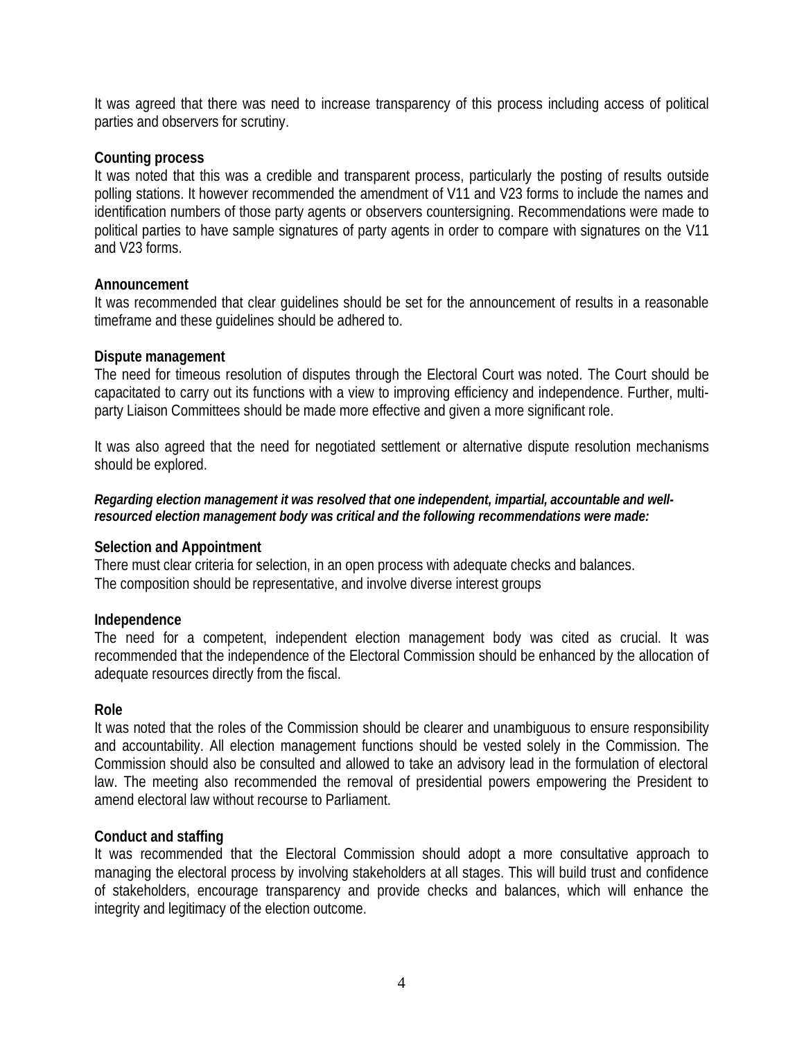It was agreed that there was need to increase transparency of this process including access of political parties and observers for scrutiny.

**Counting process**

It was noted that this was a credible and transparent process, particularly the posting of results outside polling stations. It however recommended the amendment of V11 and V23 forms to include the names and identification numbers of those party agents or observers countersigning. Recommendations were made to political parties to have sample signatures of party agents in order to compare with signatures on the V11 and V23 forms.

**Announcement**

It was recommended that clear guidelines should be set for the announcement of results in a reasonable timeframe and these guidelines should be adhered to.

**Dispute management**

The need for timeous resolution of disputes through the Electoral Court was noted. The Court should be capacitated to carry out its functions with a view to improving efficiency and independence. Further, multi-party Liaison Committees should be made more effective and given a more significant role.

It was also agreed that the need for negotiated settlement or alternative dispute resolution mechanisms should be explored.

***Regarding election management it was resolved that one independent, impartial, accountable and well-resourced election management body was critical and the following recommendations were made:***

**Selection and Appointment**

There must clear criteria for selection, in an open process with adequate checks and balances.
The composition should be representative, and involve diverse interest groups

**Independence**

The need for a competent, independent election management body was cited as crucial. It was recommended that the independence of the Electoral Commission should be enhanced by the allocation of adequate resources directly from the fiscal.

**Role**

It was noted that the roles of the Commission should be clearer and unambiguous to ensure responsibility and accountability. All election management functions should be vested solely in the Commission. The Commission should also be consulted and allowed to take an advisory lead in the formulation of electoral law. The meeting also recommended the removal of presidential powers empowering the President to amend electoral law without recourse to Parliament.

**Conduct and staffing**

It was recommended that the Electoral Commission should adopt a more consultative approach to managing the electoral process by involving stakeholders at all stages. This will build trust and confidence of stakeholders, encourage transparency and provide checks and balances, which will enhance the integrity and legitimacy of the election outcome.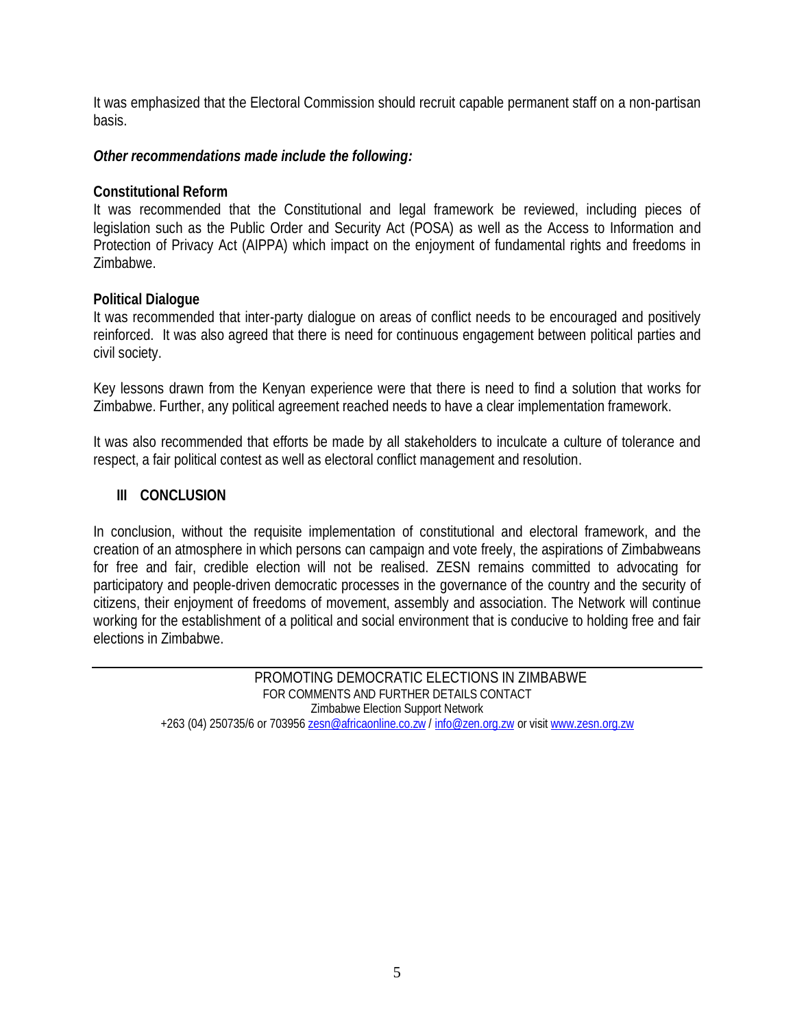It was emphasized that the Electoral Commission should recruit capable permanent staff on a non-partisan basis.

***Other recommendations made include the following:***

**Constitutional Reform**

It was recommended that the Constitutional and legal framework be reviewed, including pieces of legislation such as the Public Order and Security Act (POSA) as well as the Access to Information and Protection of Privacy Act (AIPPA) which impact on the enjoyment of fundamental rights and freedoms in Zimbabwe.

**Political Dialogue**

It was recommended that inter-party dialogue on areas of conflict needs to be encouraged and positively reinforced. It was also agreed that there is need for continuous engagement between political parties and civil society.

Key lessons drawn from the Kenyan experience were that there is need to find a solution that works for Zimbabwe. Further, any political agreement reached needs to have a clear implementation framework.

It was also recommended that efforts be made by all stakeholders to inculcate a culture of tolerance and respect, a fair political contest as well as electoral conflict management and resolution.

## III CONCLUSION

In conclusion, without the requisite implementation of constitutional and electoral framework, and the creation of an atmosphere in which persons can campaign and vote freely, the aspirations of Zimbabweans for free and fair, credible election will not be realised. ZESN remains committed to advocating for participatory and people-driven democratic processes in the governance of the country and the security of citizens, their enjoyment of freedoms of movement, assembly and association. The Network will continue working for the establishment of a political and social environment that is conducive to holding free and fair elections in Zimbabwe.

---

PROMOTING DEMOCRATIC ELECTIONS IN ZIMBABWE
FOR COMMENTS AND FURTHER DETAILS CONTACT
Zimbabwe Election Support Network
+263 (04) 250735/6 or 703956 zesn@africaonline.co.zw / info@zen.org.zw or visit www.zesn.org.zw